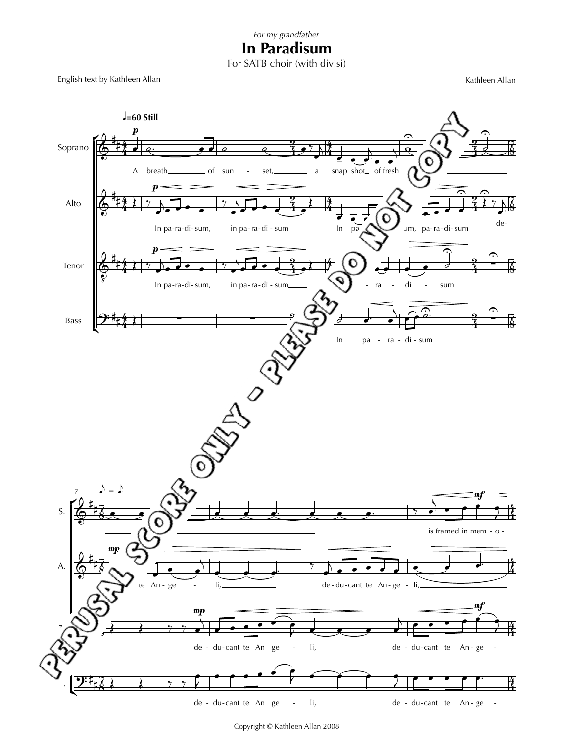*For my grandfather*

# In Paradisum

For SATB choir (with divisi)

English text by Kathleen Allan

Kathleen Allan

Copyright © Kathleen Allan 2008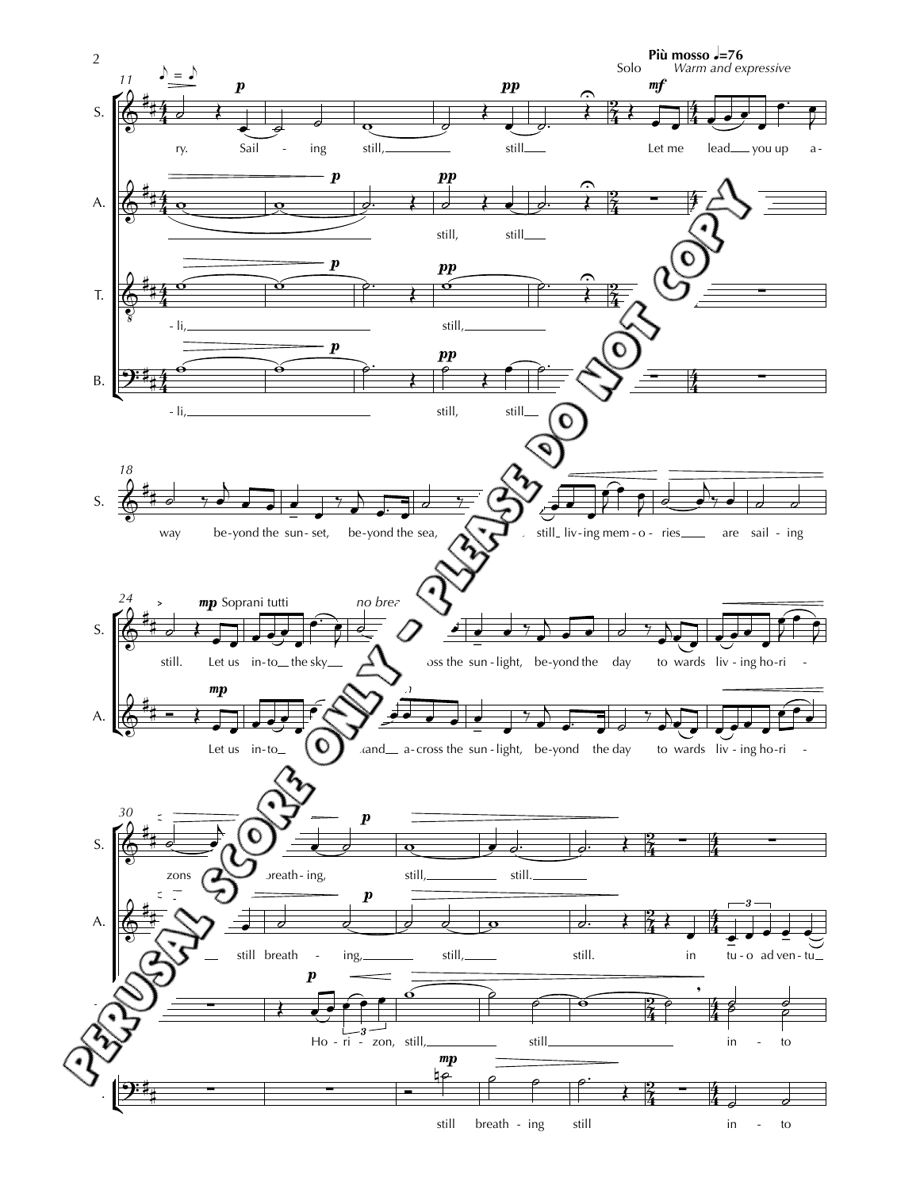**Più mosso** ♩=76

Solo *Warm and expressive*

PERUSAL SCORE ONLY - PLEASE DO NOT COPY

**11**

S.: ry. Sail - ing still, still Let me lead you up a-

A.: still, still

T.: - li, still,

B.: - li, still, still

**18**

S.: way be-yond the sun - set, be-yond the sea, still liv - ing mem - o - ries are sail - ing

**24**

S. (*mp* Soprani tutti, *no breath*): still. Let us in - to the sky oss the sun - light, be-yond the day to wards liv - ing ho - ri -

A.: Let us in - to and a - cross the sun - light, be - yond the day to wards liv - ing ho - ri -

**30**

S.: zons breath - ing, still, still.

A.: still breath - ing, still, still. in tu - o ad ven - tu

T.: Ho - ri - zon, still, still in - to

B.: still breath - ing still in - to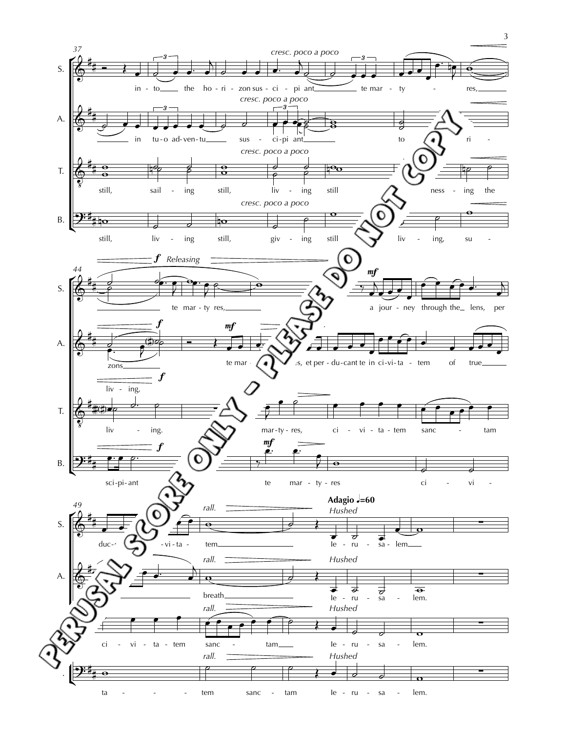**37**

S. — *cresc. poco a poco*
in - to the ho - ri - zon sus - ci - pi ant te mar - ty - res,

A. — *cresc. poco a poco*
in tu - o ad - ven - tu sus - ci - pi ant to ri -

T. — *cresc. poco a poco*
still, sail - ing still, liv - ing still ness - ing the

B. — *cresc. poco a poco*
still, liv - ing still, giv - ing still liv - ing, su -

**44**

*f* *Releasing*

S. — *mf*
te mar - ty res, a jour - ney through the lens, per

A. — *f* *mf*
zons te mar - es, et per - du - cant te in ci - vi - ta - tem of true

T. — *f*
liv - ing, liv - ing. mar - ty - res, ci - vi - ta - tem sanc - tam

B. — *f* *mf*
sci - pi - ant te mar - ty - res ci - vi -

**49**

*rall.* **Adagio ♩=60** *Hushed*

S. — duc - vi - ta - tem Ie - ru - sa - lem

A. — breath Ie - ru - sa - lem.

T. — ci - vi - ta - tem sanc - tam Ie - ru - sa - lem.

B. — ta - tem sanc - tam Ie - ru - sa - lem.

PERUSAL SCORE ONLY - PLEASE DO NOT COPY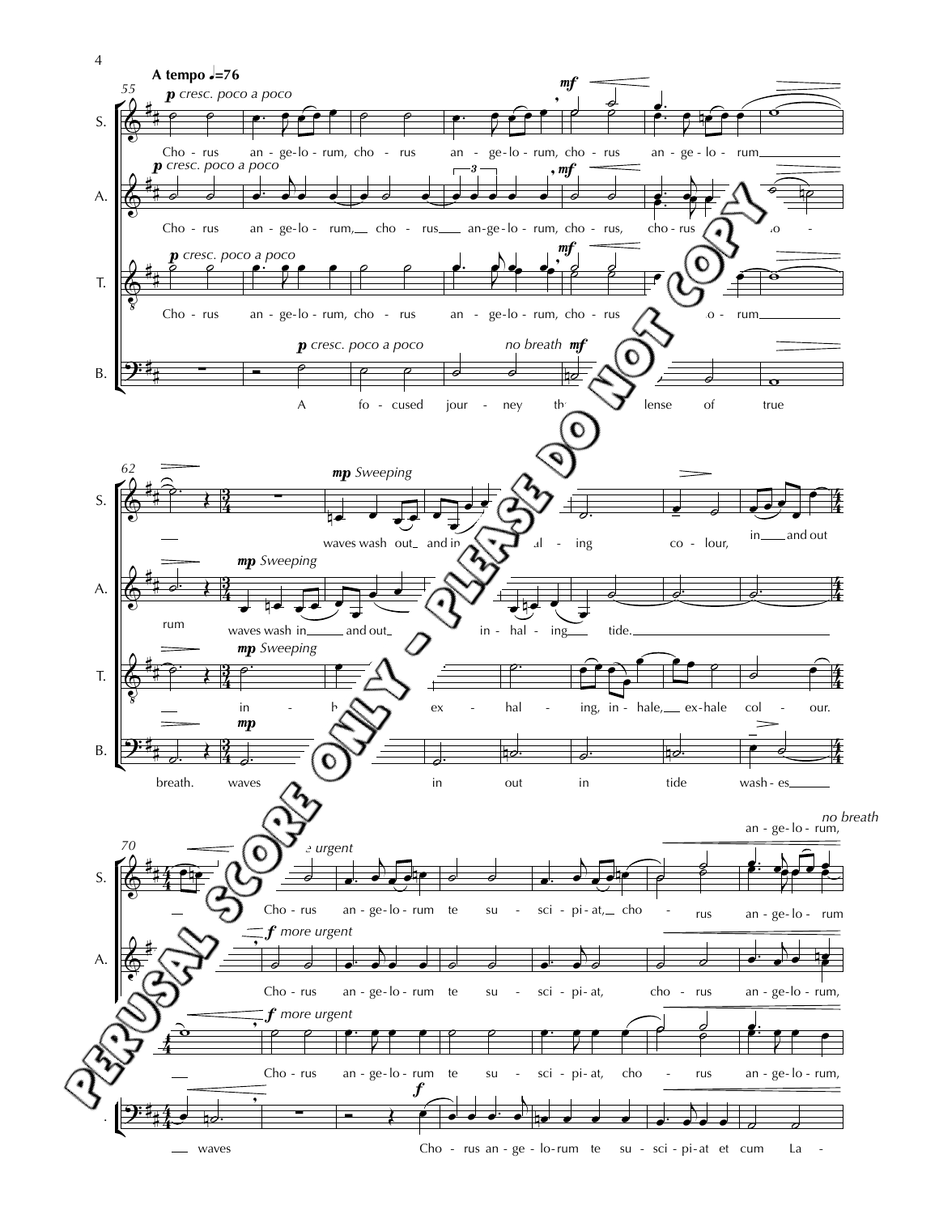**A tempo** ♩.=76

**55**

**S.** *p cresc. poco a poco* — *mf*

Cho - rus an - ge - lo - rum, cho - rus an - ge - lo - rum, cho - rus an - ge - lo - rum

**A.** *p cresc. poco a poco* — *mf*

Cho - rus an - ge - lo - rum, cho - rus an - ge - lo - rum, cho - rus, cho - rus ... lo -

**T.** *p cresc. poco a poco* — *mf*

Cho - rus an - ge - lo - rum, cho - rus an - ge - lo - rum, cho - rus ... lo - rum

**B.** *p cresc. poco a poco* — *no breath* *mf*

A fo - cused jour - ney th... lense of true

**62**

**S.** *mp Sweeping*

waves wash out and in ... al - ing co - lour, in and out

**A.** *mp Sweeping*

rum waves wash in and out in - hal - ing tide.

**T.** *mp Sweeping*

in - h... ex - hal - ing, in - hale, ex - hale col - our.

**B.** *mp*

breath. waves ... in out in tide wash - es

**70**

**S.** *... more urgent* — *no breath*

Cho - rus an - ge - lo - rum te su - sci - pi - at, cho - rus an - ge - lo - rum, an - ge - lo - rum

**A.** *f more urgent*

Cho - rus an - ge - lo - rum te su - sci - pi - at, cho - rus an - ge - lo - rum,

**T.** *f more urgent*

Cho - rus an - ge - lo - rum te su - sci - pi - at, cho - rus an - ge - lo - rum,

**B.** *f*

waves Cho - rus an - ge - lo - rum te su - sci - pi - at et cum La -

PERUSAL SCORE ONLY - PLEASE DO NOT COPY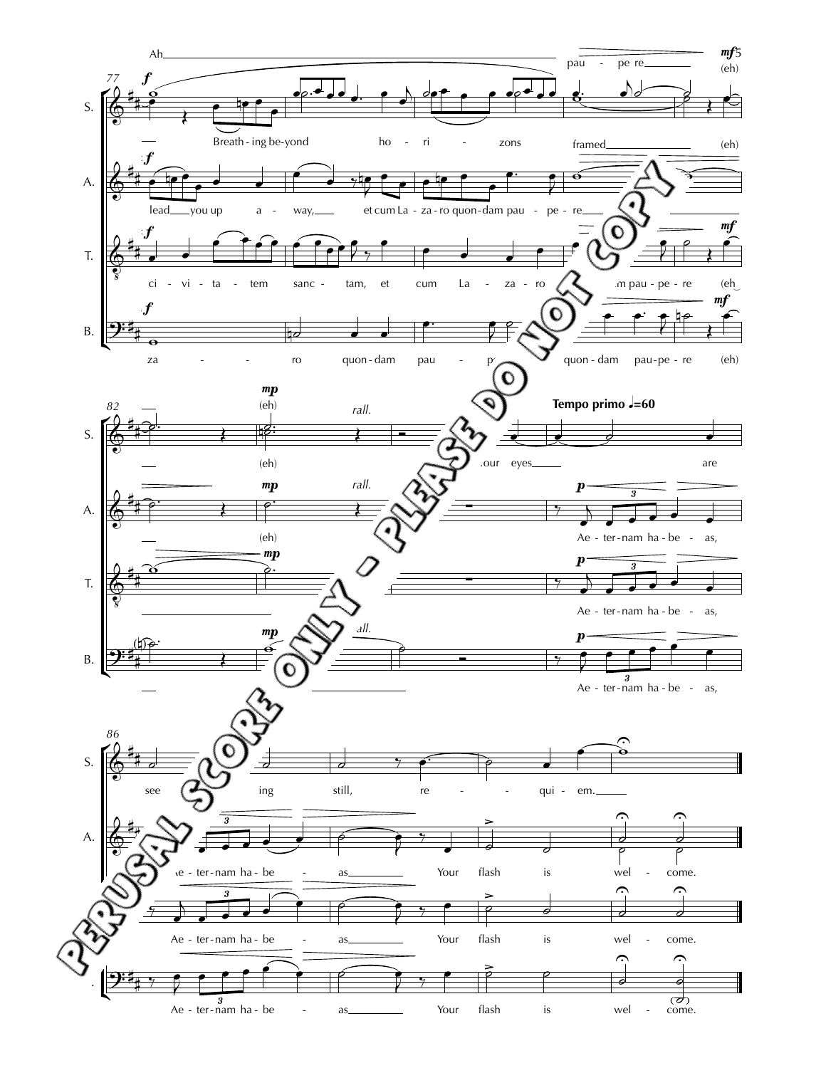PERUSAL SCORE ONLY - PLEASE DO NOT COPY

77

S. *f* Ah — Breath - ing be-yond ho - ri - zons framed — pau - pe re — *mf* (eh)

A. *f* lead — you up a - way, — et cum La - za - ro quon-dam pau - pe - re —

T. *f* ci - vi - ta - tem sanc - tam, et cum La - za - ro quon-dam pau - pe - re *mf* (eh)

B. *f* za - - ro quon-dam pau - pe - re quon-dam pau-pe - re *mf* (eh)

82

S. — *mp* (eh) *rall.* Your eyes — are

A. — *mp* (eh) *rall.* *p* Ae - ter-nam ha-be - as,

T. *mp* *p* Ae - ter-nam ha-be - as,

B. *mp* *rall.* *p* Ae - ter-nam ha-be - as,

**Tempo primo ♩=60**

86

S. see - ing still, re - - qui - em. —

A. Ae - ter-nam ha-be - as — Your flash is wel - come.

T. Ae - ter-nam ha-be - as — Your flash is wel - come.

B. Ae - ter-nam ha-be - as — Your flash is wel - come.